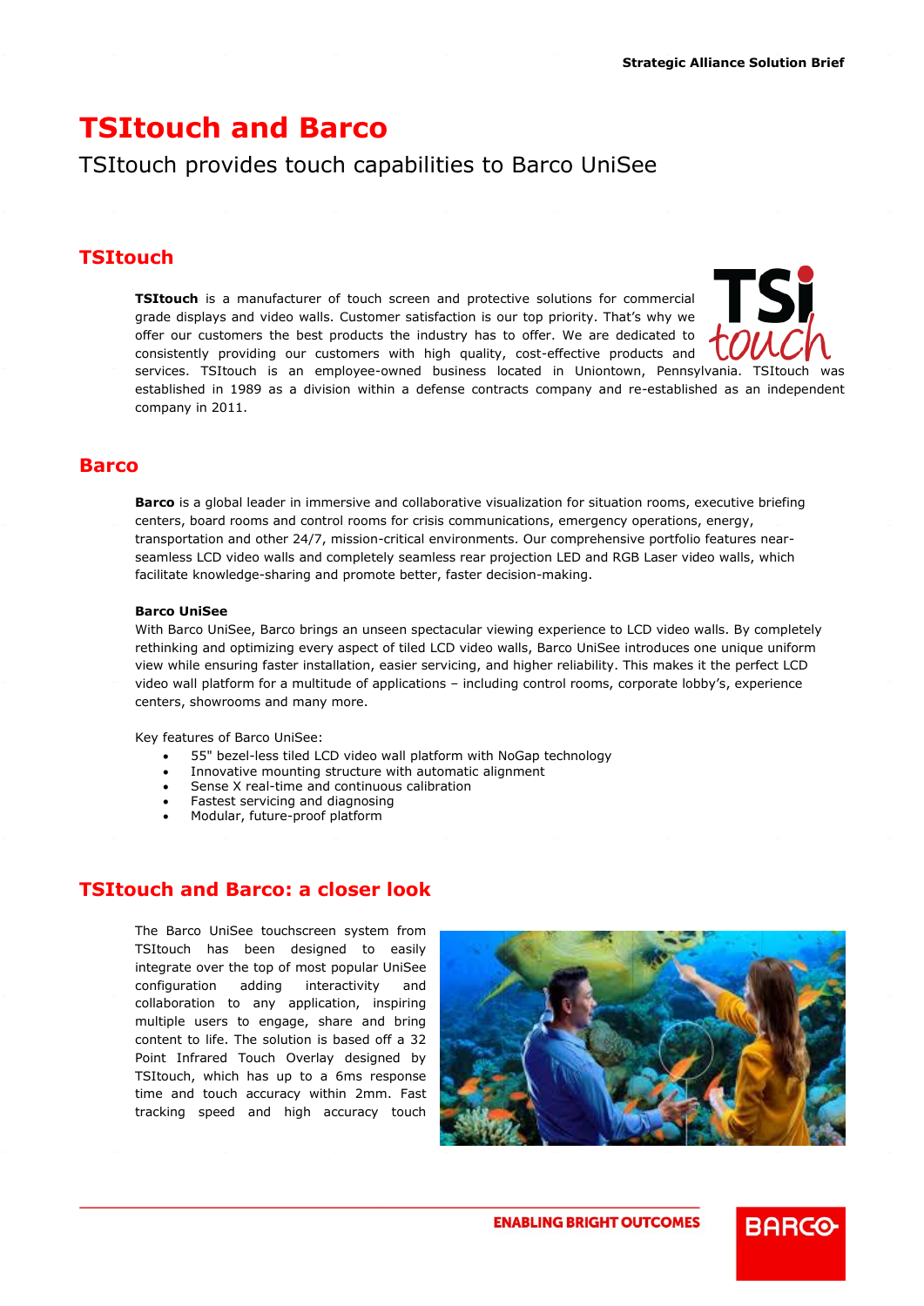Strategic Alliance Solution Brief

# TSItouch and Barco

TSItouch provides touch capabilities to Barco UniSee

## TSItouch

**TSItouch** is a manufacturer of touch screen and protective solutions for commercial grade displays and video walls. Customer satisfaction is our top priority. That's why we offer our customers the best products the industry has to offer. We are dedicated to consistently providing our customers with high quality, cost-effective products and services. TSItouch is an employee-owned business located in Uniontown, Pennsylvania. TSItouch was established in 1989 as a division within a defense contracts company and re-established as an independent company in 2011.

## Barco

**Barco** is a global leader in immersive and collaborative visualization for situation rooms, executive briefing centers, board rooms and control rooms for crisis communications, emergency operations, energy, transportation and other 24/7, mission-critical environments. Our comprehensive portfolio features near-seamless LCD video walls and completely seamless rear projection LED and RGB Laser video walls, which facilitate knowledge-sharing and promote better, faster decision-making.

**Barco UniSee**

With Barco UniSee, Barco brings an unseen spectacular viewing experience to LCD video walls. By completely rethinking and optimizing every aspect of tiled LCD video walls, Barco UniSee introduces one unique uniform view while ensuring faster installation, easier servicing, and higher reliability. This makes it the perfect LCD video wall platform for a multitude of applications – including control rooms, corporate lobby's, experience centers, showrooms and many more.

Key features of Barco UniSee:

- 55" bezel-less tiled LCD video wall platform with NoGap technology
- Innovative mounting structure with automatic alignment
- Sense X real-time and continuous calibration
- Fastest servicing and diagnosing
- Modular, future-proof platform

## TSItouch and Barco: a closer look

The Barco UniSee touchscreen system from TSItouch has been designed to easily integrate over the top of most popular UniSee configuration adding interactivity and collaboration to any application, inspiring multiple users to engage, share and bring content to life. The solution is based off a 32 Point Infrared Touch Overlay designed by TSItouch, which has up to a 6ms response time and touch accuracy within 2mm. Fast tracking speed and high accuracy touch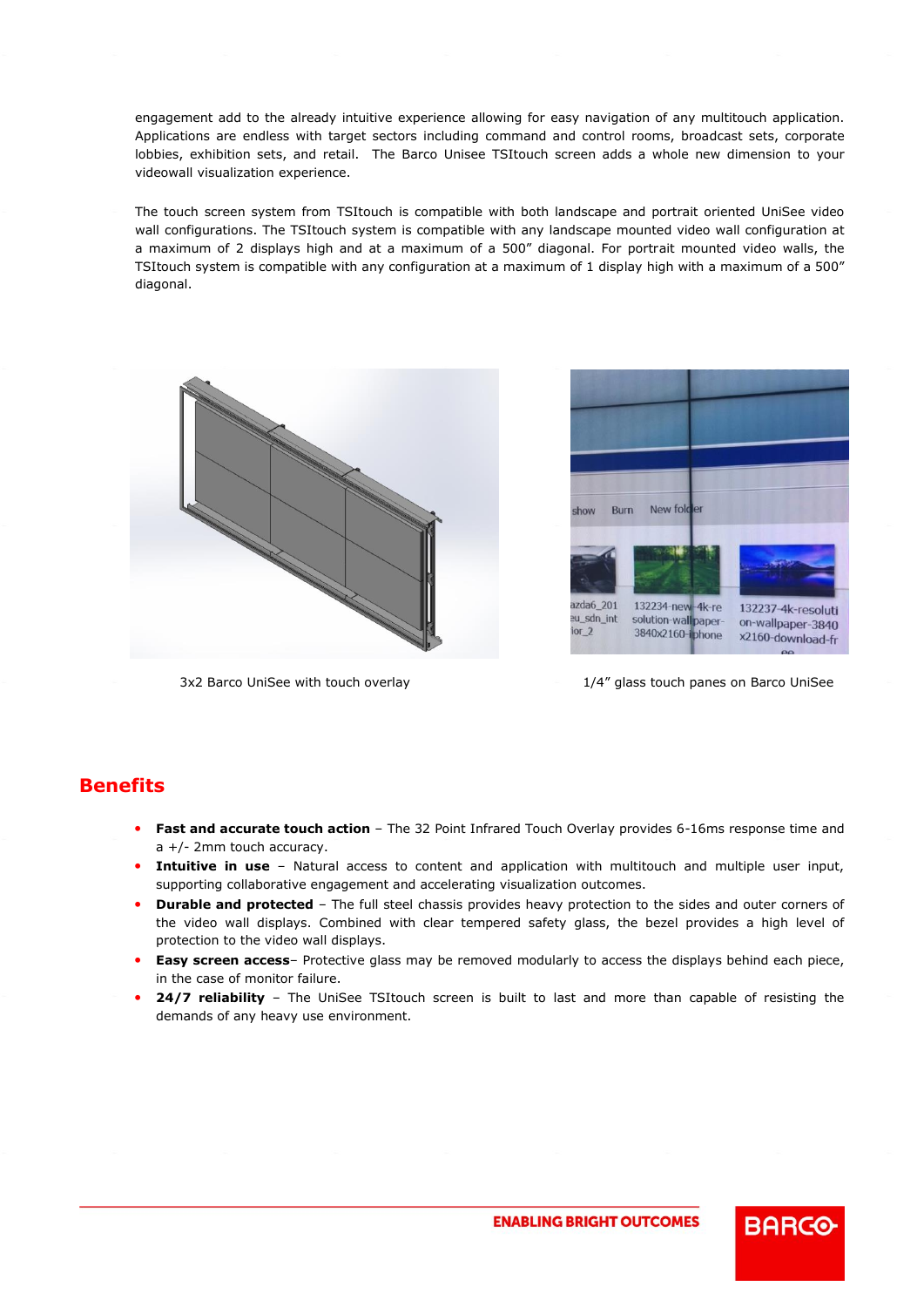engagement add to the already intuitive experience allowing for easy navigation of any multitouch application. Applications are endless with target sectors including command and control rooms, broadcast sets, corporate lobbies, exhibition sets, and retail. The Barco Unisee TSItouch screen adds a whole new dimension to your videowall visualization experience.

The touch screen system from TSItouch is compatible with both landscape and portrait oriented UniSee video wall configurations. The TSItouch system is compatible with any landscape mounted video wall configuration at a maximum of 2 displays high and at a maximum of a 500" diagonal. For portrait mounted video walls, the TSItouch system is compatible with any configuration at a maximum of 1 display high with a maximum of a 500" diagonal.

3x2 Barco UniSee with touch overlay

1/4" glass touch panes on Barco UniSee

## Benefits

- **Fast and accurate touch action** – The 32 Point Infrared Touch Overlay provides 6-16ms response time and a +/- 2mm touch accuracy.
- **Intuitive in use** – Natural access to content and application with multitouch and multiple user input, supporting collaborative engagement and accelerating visualization outcomes.
- **Durable and protected** – The full steel chassis provides heavy protection to the sides and outer corners of the video wall displays. Combined with clear tempered safety glass, the bezel provides a high level of protection to the video wall displays.
- **Easy screen access**– Protective glass may be removed modularly to access the displays behind each piece, in the case of monitor failure.
- **24/7 reliability** – The UniSee TSItouch screen is built to last and more than capable of resisting the demands of any heavy use environment.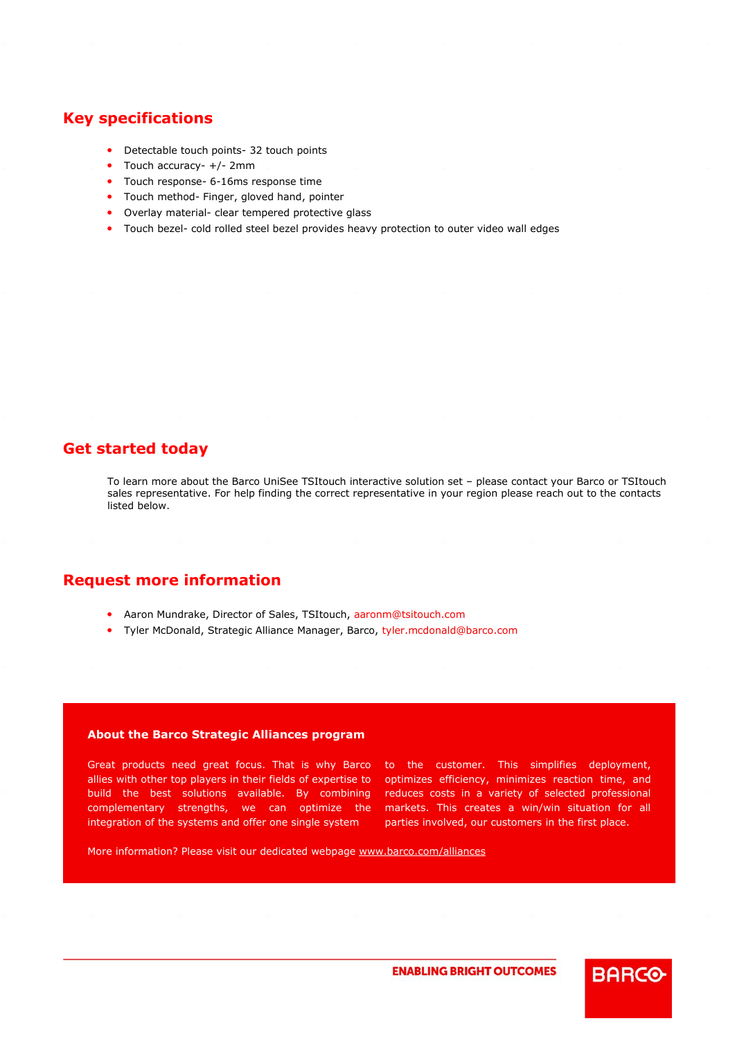## Key specifications

- Detectable touch points- 32 touch points
- Touch accuracy- +/- 2mm
- Touch response- 6-16ms response time
- Touch method- Finger, gloved hand, pointer
- Overlay material- clear tempered protective glass
- Touch bezel- cold rolled steel bezel provides heavy protection to outer video wall edges

## Get started today

To learn more about the Barco UniSee TSItouch interactive solution set – please contact your Barco or TSItouch sales representative. For help finding the correct representative in your region please reach out to the contacts listed below.

## Request more information

- Aaron Mundrake, Director of Sales, TSItouch, aaronm@tsitouch.com
- Tyler McDonald, Strategic Alliance Manager, Barco, tyler.mcdonald@barco.com

### About the Barco Strategic Alliances program

Great products need great focus. That is why Barco allies with other top players in their fields of expertise to build the best solutions available. By combining complementary strengths, we can optimize the integration of the systems and offer one single system to the customer. This simplifies deployment, optimizes efficiency, minimizes reaction time, and reduces costs in a variety of selected professional markets. This creates a win/win situation for all parties involved, our customers in the first place.

More information? Please visit our dedicated webpage www.barco.com/alliances

ENABLING BRIGHT OUTCOMES

BARCO